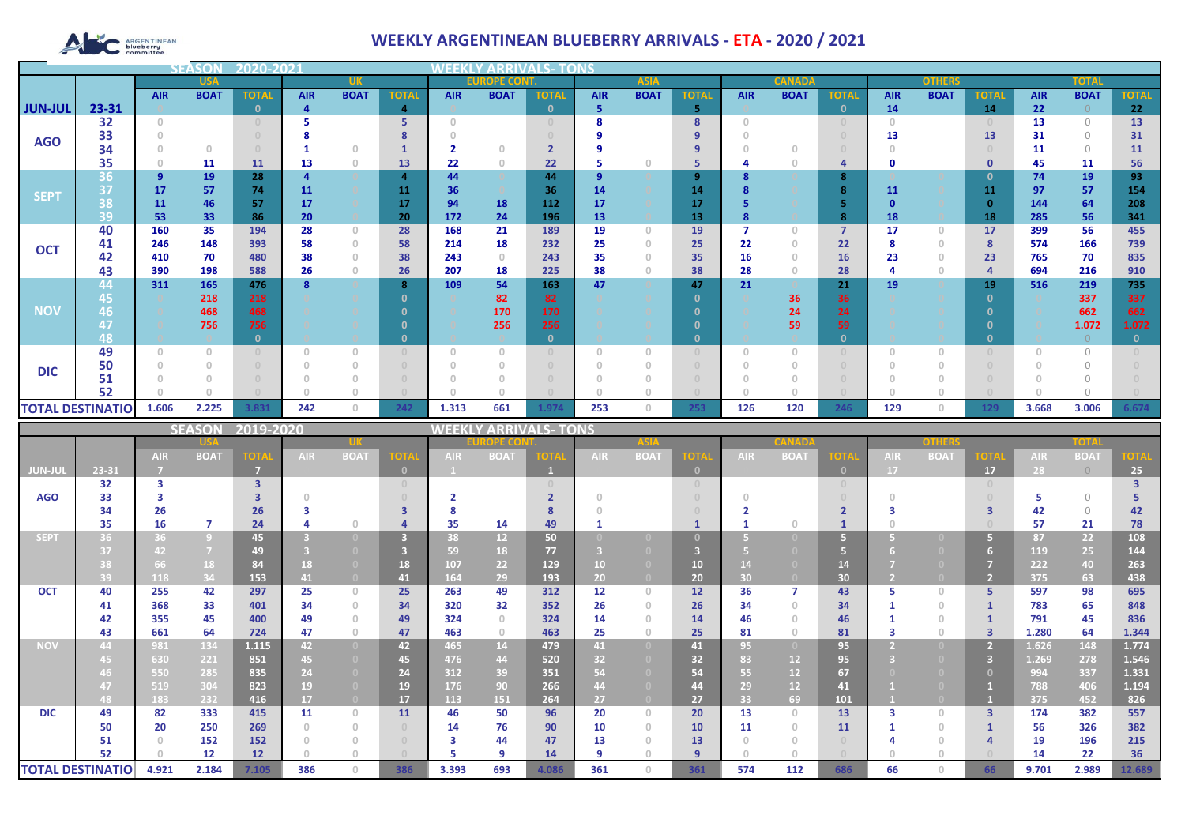# WEEKLY ARGENTINEAN BLUEBERRY ARRIVALS - ETA - 2020 / 2021

## SEASON 2020-2021 — WEEKLY ARRIVALS- TONS

| | | USA | | | UK | | | EUROPE CONT. | | | ASIA | | | CANADA | | | OTHERS | | | TOTAL | | |
|---|---|---|---|---|---|---|---|---|---|---|---|---|---|---|---|---|---|---|---|---|---|---|
| | | AIR | BOAT | TOTAL | AIR | BOAT | TOTAL | AIR | BOAT | TOTAL | AIR | BOAT | TOTAL | AIR | BOAT | TOTAL | AIR | BOAT | TOTAL | AIR | BOAT | TOTAL |
| JUN-JUL | 23-31 | 0 | | 0 | 4 | | 4 | 0 | | 0 | 5 | | 5 | 0 | | 0 | 14 | | 14 | 22 | 0 | 22 |
| AGO | 32 | 0 | | 0 | 5 | | 5 | 0 | | 0 | 8 | | 8 | 0 | | 0 | 0 | | 0 | 13 | 0 | 13 |
| | 33 | 0 | | 0 | 8 | | 8 | 0 | | 0 | 9 | | 9 | 0 | | 0 | 13 | | 13 | 31 | 0 | 31 |
| | 34 | 0 | 0 | 0 | 1 | 0 | 1 | 2 | 0 | 2 | 9 | | 9 | 0 | 0 | 0 | 0 | | 0 | 11 | 0 | 11 |
| | 35 | 0 | 11 | 11 | 13 | 0 | 13 | 22 | 0 | 22 | 5 | 0 | 5 | 4 | 0 | 4 | 0 | | 0 | 45 | 11 | 56 |
| SEPT | 36 | 9 | 19 | 28 | 4 | | 4 | 44 | | 44 | 9 | | 9 | 8 | | 8 | | | 0 | 74 | 19 | 93 |
| | 37 | 17 | 57 | 74 | 11 | | 11 | 36 | | 36 | 14 | | 14 | 8 | | 8 | 11 | | 11 | 97 | 57 | 154 |
| | 38 | 11 | 46 | 57 | 17 | | 17 | 94 | 18 | 112 | 17 | | 17 | 5 | | 5 | 0 | | 0 | 144 | 64 | 208 |
| | 39 | 53 | 33 | 86 | 20 | | 20 | 172 | 24 | 196 | 13 | | 13 | 8 | | 8 | 18 | | 18 | 285 | 56 | 341 |
| OCT | 40 | 160 | 35 | 194 | 28 | 0 | 28 | 168 | 21 | 189 | 19 | 0 | 19 | 7 | 0 | 7 | 17 | 0 | 17 | 399 | 56 | 455 |
| | 41 | 246 | 148 | 393 | 58 | 0 | 58 | 214 | 18 | 232 | 25 | 0 | 25 | 22 | 0 | 22 | 8 | 0 | 8 | 574 | 166 | 739 |
| | 42 | 410 | 70 | 480 | 38 | 0 | 38 | 243 | 0 | 243 | 35 | 0 | 35 | 16 | 0 | 16 | 23 | 0 | 23 | 765 | 70 | 835 |
| | 43 | 390 | 198 | 588 | 26 | 0 | 26 | 207 | 18 | 225 | 38 | 0 | 38 | 28 | 0 | 28 | 4 | 0 | 4 | 694 | 216 | 910 |
| NOV | 44 | 311 | 165 | 476 | 8 | | 8 | 109 | 54 | 163 | 47 | | 47 | 21 | | 21 | 19 | | 19 | 516 | 219 | 735 |
| | 45 | | 218 | 218 | | | 0 | | 82 | 82 | | | 0 | | 36 | 36 | | | 0 | | 337 | 337 |
| | 46 | | 468 | 468 | | | 0 | | 170 | 170 | | | 0 | | 24 | 24 | | | 0 | | 662 | 662 |
| | 47 | | 756 | 756 | | | 0 | | 256 | 256 | | | 0 | | 59 | 59 | | | 0 | | 1.072 | 1.072 |
| | 48 | | 0 | 0 | | | 0 | | | 0 | | | 0 | | | 0 | | | 0 | | 0 | 0 |
| DIC | 49 | 0 | 0 | 0 | 0 | 0 | 0 | 0 | 0 | 0 | 0 | 0 | 0 | 0 | 0 | 0 | 0 | 0 | 0 | 0 | 0 | 0 |
| | 50 | 0 | 0 | 0 | 0 | 0 | 0 | 0 | 0 | 0 | 0 | 0 | 0 | 0 | 0 | 0 | 0 | 0 | 0 | 0 | 0 | 0 |
| | 51 | 0 | 0 | 0 | 0 | 0 | 0 | 0 | 0 | 0 | 0 | 0 | 0 | 0 | 0 | 0 | 0 | 0 | 0 | 0 | 0 | 0 |
| | 52 | 0 | 0 | 0 | 0 | 0 | 0 | 0 | 0 | 0 | 0 | 0 | 0 | 0 | 0 | 0 | 0 | 0 | 0 | 0 | 0 | 0 |
| TOTAL DESTINATION | | 1.606 | 2.225 | 3.831 | 242 | 0 | 242 | 1.313 | 661 | 1.974 | 253 | 0 | 253 | 126 | 120 | 246 | 129 | 0 | 129 | 3.668 | 3.006 | 6.674 |

## SEASON 2019-2020 — WEEKLY ARRIVALS- TONS

| | | USA | | | UK | | | EUROPE CONT. | | | ASIA | | | CANADA | | | OTHERS | | | TOTAL | | |
|---|---|---|---|---|---|---|---|---|---|---|---|---|---|---|---|---|---|---|---|---|---|---|
| | | AIR | BOAT | TOTAL | AIR | BOAT | TOTAL | AIR | BOAT | TOTAL | AIR | BOAT | TOTAL | AIR | BOAT | TOTAL | AIR | BOAT | TOTAL | AIR | BOAT | TOTAL |
| JUN-JUL | 23-31 | 7 | | 7 | | | 0 | 1 | | 1 | | | 0 | | | 0 | 17 | | 17 | 28 | 0 | 25 |
| AGO | 32 | 3 | | 3 | | | | | | 0 | | | 0 | | | 0 | | | 0 | | | 3 |
| | 33 | 3 | | 3 | 0 | | 0 | 2 | | 2 | 0 | | 0 | 0 | | 0 | 0 | | 0 | 5 | 0 | 5 |
| | 34 | 26 | | 26 | 3 | | 3 | 8 | | 8 | 0 | | 0 | 2 | | 2 | 3 | | 3 | 42 | 0 | 42 |
| | 35 | 16 | 7 | 24 | 4 | 0 | 4 | 35 | 14 | 49 | 1 | | 1 | 1 | 0 | 1 | 0 | | 0 | 57 | 21 | 78 |
| SEPT | 36 | 36 | 9 | 45 | 3 | 0 | 3 | 38 | 12 | 50 | 0 | 0 | 0 | 5 | 0 | 5 | 5 | 0 | 5 | 87 | 22 | 108 |
| | 37 | 42 | 7 | 49 | 3 | 0 | 3 | 59 | 18 | 77 | 3 | 0 | 3 | 5 | 0 | 5 | 6 | 0 | 6 | 119 | 25 | 144 |
| | 38 | 66 | 18 | 84 | 18 | 0 | 18 | 107 | 22 | 129 | 10 | 0 | 10 | 14 | 0 | 14 | 7 | 0 | 7 | 222 | 40 | 263 |
| | 39 | 118 | 34 | 153 | 41 | 0 | 41 | 164 | 29 | 193 | 20 | 0 | 20 | 30 | 0 | 30 | 2 | 0 | 2 | 375 | 63 | 438 |
| OCT | 40 | 255 | 42 | 297 | 25 | 0 | 25 | 263 | 49 | 312 | 12 | 0 | 12 | 36 | 7 | 43 | 5 | 0 | 5 | 597 | 98 | 695 |
| | 41 | 368 | 33 | 401 | 34 | 0 | 34 | 320 | 32 | 352 | 26 | 0 | 26 | 34 | 0 | 34 | 1 | 0 | 1 | 783 | 65 | 848 |
| | 42 | 355 | 45 | 400 | 49 | 0 | 49 | 324 | 0 | 324 | 14 | 0 | 14 | 46 | 0 | 46 | 1 | 0 | 1 | 791 | 45 | 836 |
| | 43 | 661 | 64 | 724 | 47 | 0 | 47 | 463 | 0 | 463 | 25 | 0 | 25 | 81 | 0 | 81 | 3 | 0 | 3 | 1.280 | 64 | 1.344 |
| NOV | 44 | 981 | 134 | 1.115 | 42 | 0 | 42 | 465 | 14 | 479 | 41 | 0 | 41 | 95 | 0 | 95 | 2 | 0 | 2 | 1.626 | 148 | 1.774 |
| | 45 | 630 | 221 | 851 | 45 | 0 | 45 | 476 | 44 | 520 | 32 | 0 | 32 | 83 | 12 | 95 | 3 | 0 | 3 | 1.269 | 278 | 1.546 |
| | 46 | 550 | 285 | 835 | 24 | 0 | 24 | 312 | 39 | 351 | 54 | 0 | 54 | 55 | 12 | 67 | 0 | 0 | 0 | 994 | 337 | 1.331 |
| | 47 | 519 | 304 | 823 | 19 | 0 | 19 | 176 | 90 | 266 | 44 | 0 | 44 | 29 | 12 | 41 | 1 | 0 | 1 | 788 | 406 | 1.194 |
| | 48 | 183 | 232 | 416 | 17 | 0 | 17 | 113 | 151 | 264 | 27 | 0 | 27 | 33 | 69 | 101 | 1 | 0 | 1 | 375 | 452 | 826 |
| DIC | 49 | 82 | 333 | 415 | 11 | 0 | 11 | 46 | 50 | 96 | 20 | 0 | 20 | 13 | 0 | 13 | 3 | 0 | 3 | 174 | 382 | 557 |
| | 50 | 20 | 250 | 269 | 0 | 0 | 0 | 14 | 76 | 90 | 10 | 0 | 10 | 11 | 0 | 11 | 1 | 0 | 1 | 56 | 326 | 382 |
| | 51 | 0 | 152 | 152 | 0 | 0 | 0 | 3 | 44 | 47 | 13 | 0 | 13 | 0 | 0 | 0 | 4 | 0 | 4 | 19 | 196 | 215 |
| | 52 | 0 | 12 | 12 | 0 | 0 | 0 | 5 | 9 | 14 | 9 | 0 | 9 | 0 | 0 | 0 | 0 | 0 | 0 | 14 | 22 | 36 |
| TOTAL DESTINATION | | 4.921 | 2.184 | 7.105 | 386 | 0 | 386 | 3.393 | 693 | 4.086 | 361 | 0 | 361 | 574 | 112 | 686 | 66 | 0 | 66 | 9.701 | 2.989 | 12.689 |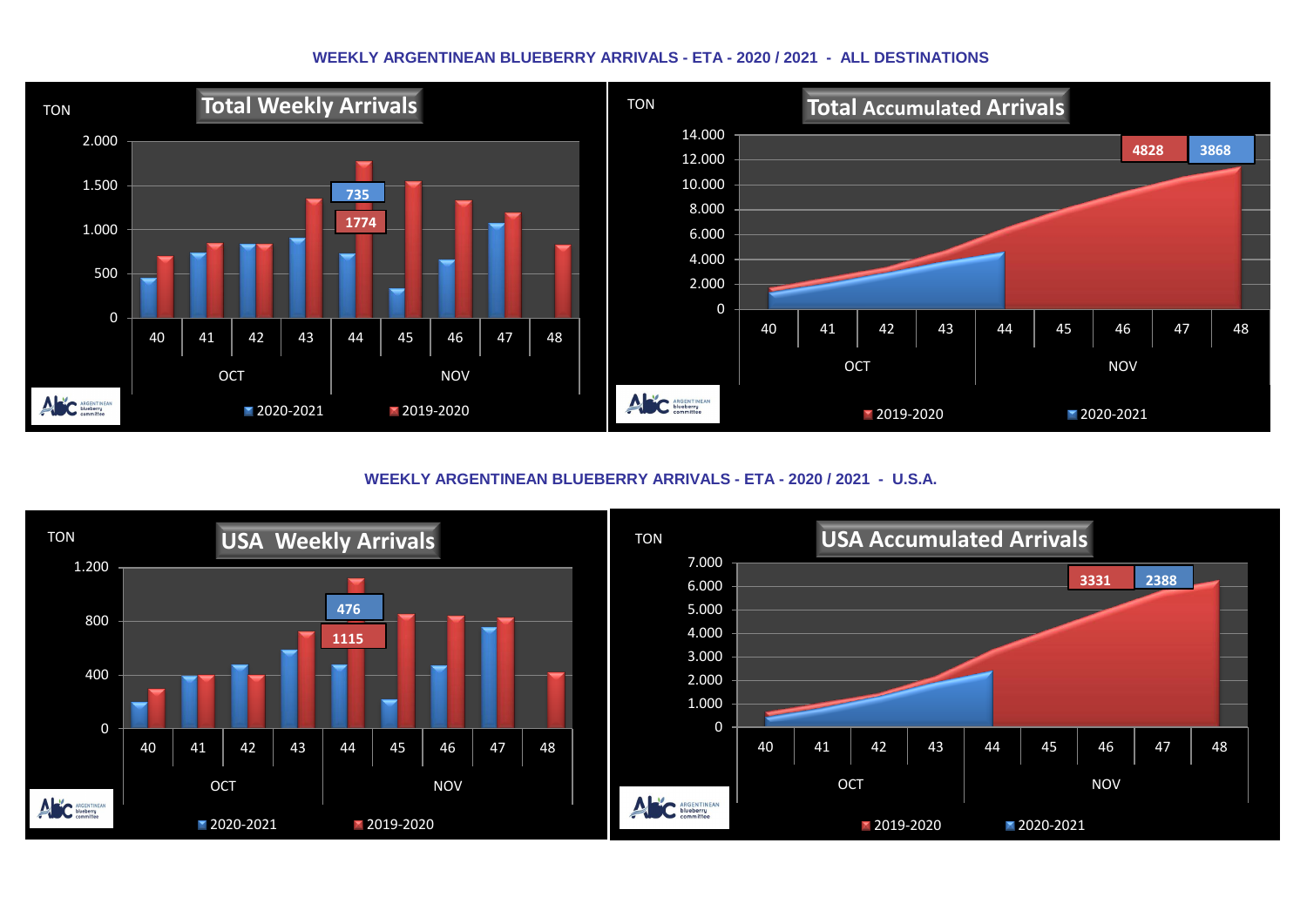## WEEKLY ARGENTINEAN BLUEBERRY ARRIVALS - ETA - 2020 / 2021 - ALL DESTINATIONS

### Total Weekly Arrivals

TON

2.000
1.500
1.000
500
0

735
1774

40 41 42 43 44 45 46 47 48

OCT NOV

2020-2021 2019-2020

### Total Accumulated Arrivals

TON

14.000
12.000
10.000
8.000
6.000
4.000
2.000
0

4828 3868

40 41 42 43 44 45 46 47 48

OCT NOV

2019-2020 2020-2021

## WEEKLY ARGENTINEAN BLUEBERRY ARRIVALS - ETA - 2020 / 2021 - U.S.A.

### USA Weekly Arrivals

TON

1.200
800
400
0

476
1115

40 41 42 43 44 45 46 47 48

OCT NOV

2020-2021 2019-2020

### USA Accumulated Arrivals

TON

7.000
6.000
5.000
4.000
3.000
2.000
1.000
0

3331 2388

40 41 42 43 44 45 46 47 48

OCT NOV

2019-2020 2020-2021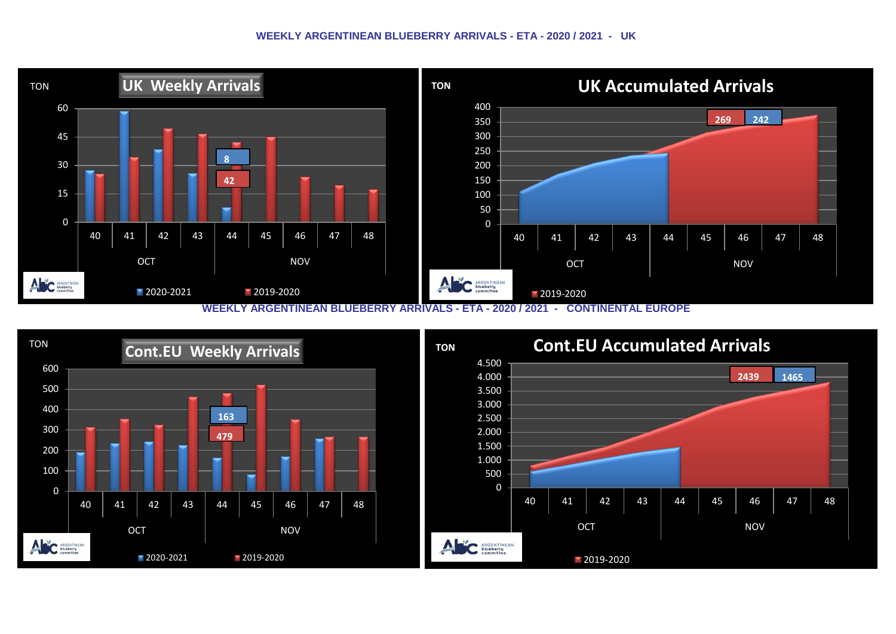### WEEKLY ARGENTINEAN BLUEBERRY ARRIVALS - ETA - 2020 / 2021 - UK

**UK Weekly Arrivals**

TON

60
45
30
15
0

8
42

40 41 42 43 44 45 46 47 48

OCT NOV

2020-2021 2019-2020

**UK Accumulated Arrivals**

TON

400
350
300
250
200
150
100
50
0

269 242

40 41 42 43 44 45 46 47 48

OCT NOV

2019-2020

### WEEKLY ARGENTINEAN BLUEBERRY ARRIVALS - ETA - 2020 / 2021 - CONTINENTAL EUROPE

**Cont.EU Weekly Arrivals**

TON

600
500
400
300
200
100
0

163
479

40 41 42 43 44 45 46 47 48

OCT NOV

2020-2021 2019-2020

**Cont.EU Accumulated Arrivals**

TON

4.500
4.000
3.500
3.000
2.500
2.000
1.500
1.000
500
0

2439 1465

40 41 42 43 44 45 46 47 48

OCT NOV

2019-2020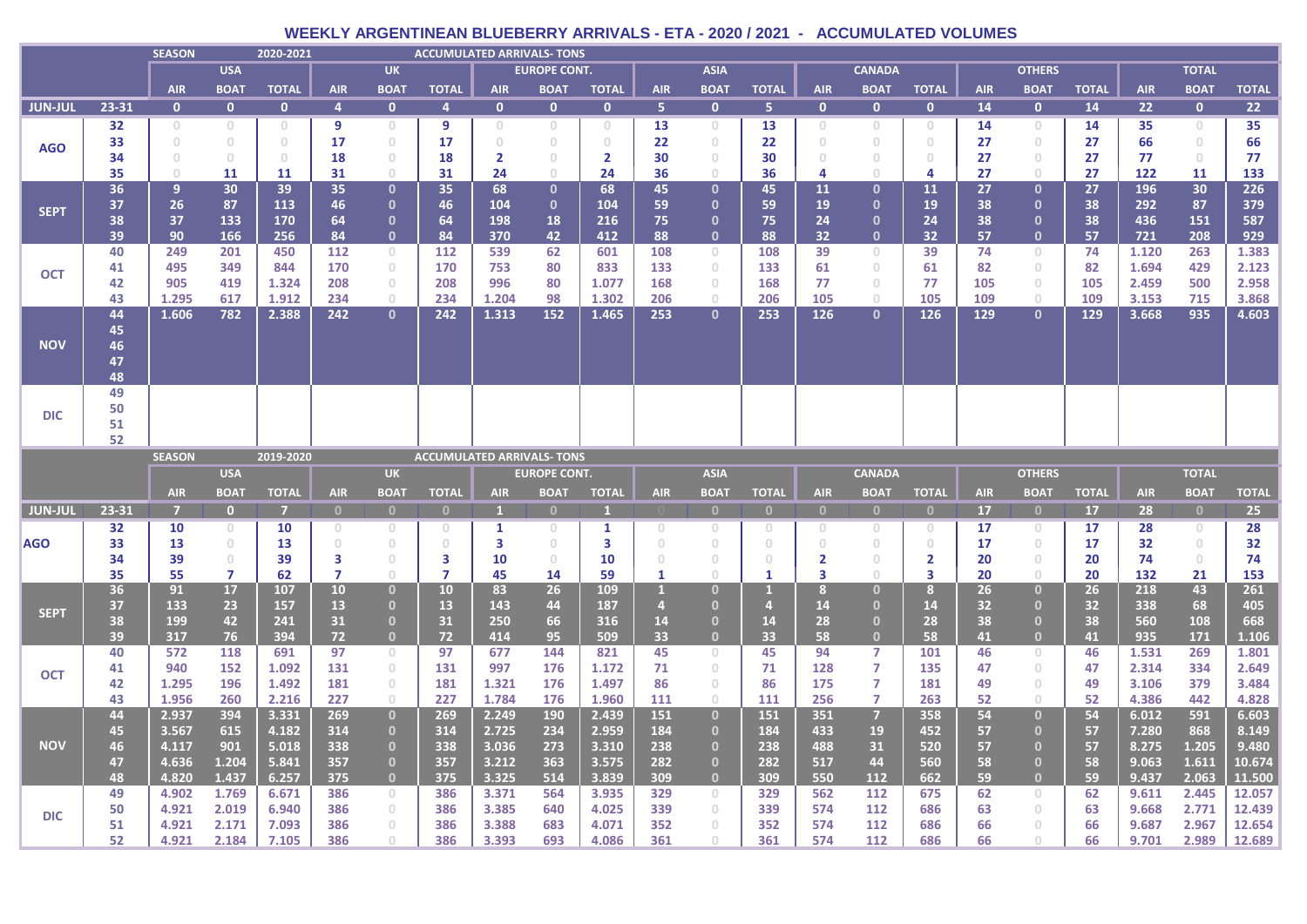# WEEKLY ARGENTINEAN BLUEBERRY ARRIVALS - ETA - 2020 / 2021 - ACCUMULATED VOLUMES

| | | SEASON | 2020-2021 | | | | ACCUMULATED ARRIVALS- TONS | | | | | | | | | | | | | | | | |
|---|---|---|---|---|---|---|---|---|---|---|---|---|---|---|---|---|---|---|---|---|---|---|---|
| | | USA | | | UK | | | EUROPE CONT. | | | ASIA | | | CANADA | | | OTHERS | | | TOTAL | | | |
| | | AIR | BOAT | TOTAL | AIR | BOAT | TOTAL | AIR | BOAT | TOTAL | AIR | BOAT | TOTAL | AIR | BOAT | TOTAL | AIR | BOAT | TOTAL | AIR | BOAT | TOTAL | |
| JUN-JUL | 23-31 | 0 | 0 | 0 | 4 | 0 | 4 | 0 | 0 | 0 | 5 | 0 | 5 | 0 | 0 | 0 | 14 | 0 | 14 | 22 | 0 | 22 | |
| AGO | 32 | 0 | 0 | 0 | 9 | 0 | 9 | 0 | 0 | 0 | 13 | 0 | 13 | 0 | 0 | 0 | 14 | 0 | 14 | 35 | 0 | 35 | |
| | 33 | 0 | 0 | 0 | 17 | 0 | 17 | 0 | 0 | 0 | 22 | 0 | 22 | 0 | 0 | 0 | 27 | 0 | 27 | 66 | 0 | 66 | |
| | 34 | 0 | 0 | 0 | 18 | 0 | 18 | 2 | 0 | 2 | 30 | 0 | 30 | 0 | 0 | 0 | 27 | 0 | 27 | 77 | 0 | 77 | |
| | 35 | 0 | 11 | 11 | 31 | 0 | 31 | 24 | 0 | 24 | 36 | 0 | 36 | 4 | 0 | 4 | 27 | 0 | 27 | 122 | 11 | 133 | |
| SEPT | 36 | 9 | 30 | 39 | 35 | 0 | 35 | 68 | 0 | 68 | 45 | 0 | 45 | 11 | 0 | 11 | 27 | 0 | 27 | 196 | 30 | 226 | |
| | 37 | 26 | 87 | 113 | 46 | 0 | 46 | 104 | 0 | 104 | 59 | 0 | 59 | 19 | 0 | 19 | 38 | 0 | 38 | 292 | 87 | 379 | |
| | 38 | 37 | 133 | 170 | 64 | 0 | 64 | 198 | 18 | 216 | 75 | 0 | 75 | 24 | 0 | 24 | 38 | 0 | 38 | 436 | 151 | 587 | |
| | 39 | 90 | 166 | 256 | 84 | 0 | 84 | 370 | 42 | 412 | 88 | 0 | 88 | 32 | 0 | 32 | 57 | 0 | 57 | 721 | 208 | 929 | |
| OCT | 40 | 249 | 201 | 450 | 112 | 0 | 112 | 539 | 62 | 601 | 108 | 0 | 108 | 39 | 0 | 39 | 74 | 0 | 74 | 1.120 | 263 | 1.383 | |
| | 41 | 495 | 349 | 844 | 170 | 0 | 170 | 753 | 80 | 833 | 133 | 0 | 133 | 61 | 0 | 61 | 82 | 0 | 82 | 1.694 | 429 | 2.123 | |
| | 42 | 905 | 419 | 1.324 | 208 | 0 | 208 | 996 | 80 | 1.077 | 168 | 0 | 168 | 77 | 0 | 77 | 105 | 0 | 105 | 2.459 | 500 | 2.958 | |
| | 43 | 1.295 | 617 | 1.912 | 234 | 0 | 234 | 1.204 | 98 | 1.302 | 206 | 0 | 206 | 105 | 0 | 105 | 109 | 0 | 109 | 3.153 | 715 | 3.868 | |
| NOV | 44 | 1.606 | 782 | 2.388 | 242 | 0 | 242 | 1.313 | 152 | 1.465 | 253 | 0 | 253 | 126 | 0 | 126 | 129 | 0 | 129 | 3.668 | 935 | 4.603 | |
| | 45 | | | | | | | | | | | | | | | | | | | | | | |
| | 46 | | | | | | | | | | | | | | | | | | | | | | |
| | 47 | | | | | | | | | | | | | | | | | | | | | | |
| | 48 | | | | | | | | | | | | | | | | | | | | | | |
| DIC | 49 | | | | | | | | | | | | | | | | | | | | | | |
| | 50 | | | | | | | | | | | | | | | | | | | | | | |
| | 51 | | | | | | | | | | | | | | | | | | | | | | |
| | 52 | | | | | | | | | | | | | | | | | | | | | | |

| | | SEASON | 2019-2020 | | | | ACCUMULATED ARRIVALS- TONS | | | | | | | | | | | | | | | |
|---|---|---|---|---|---|---|---|---|---|---|---|---|---|---|---|---|---|---|---|---|---|---|
| | | USA | | | UK | | | EUROPE CONT. | | | ASIA | | | CANADA | | | OTHERS | | | TOTAL | | |
| | | AIR | BOAT | TOTAL | AIR | BOAT | TOTAL | AIR | BOAT | TOTAL | AIR | BOAT | TOTAL | AIR | BOAT | TOTAL | AIR | BOAT | TOTAL | AIR | BOAT | TOTAL |
| JUN-JUL | 23-31 | 7 | 0 | 7 | 0 | 0 | 0 | 1 | 0 | 1 | 0 | 0 | 0 | 0 | 0 | 0 | 17 | 0 | 17 | 28 | 0 | 25 |
| AGO | 32 | 10 | 0 | 10 | 0 | 0 | 0 | 1 | 0 | 1 | 0 | 0 | 0 | 0 | 0 | 0 | 17 | 0 | 17 | 28 | 0 | 28 |
| | 33 | 13 | 0 | 13 | 0 | 0 | 0 | 3 | 0 | 3 | 0 | 0 | 0 | 0 | 0 | 0 | 17 | 0 | 17 | 32 | 0 | 32 |
| | 34 | 39 | 0 | 39 | 3 | 0 | 3 | 10 | 0 | 10 | 0 | 0 | 0 | 2 | 0 | 2 | 20 | 0 | 20 | 74 | 0 | 74 |
| | 35 | 55 | 7 | 62 | 7 | 0 | 7 | 45 | 14 | 59 | 1 | 0 | 1 | 3 | 0 | 3 | 20 | 0 | 20 | 132 | 21 | 153 |
| SEPT | 36 | 91 | 17 | 107 | 10 | 0 | 10 | 83 | 26 | 109 | 1 | 0 | 1 | 8 | 0 | 8 | 26 | 0 | 26 | 218 | 43 | 261 |
| | 37 | 133 | 23 | 157 | 13 | 0 | 13 | 143 | 44 | 187 | 4 | 0 | 4 | 14 | 0 | 14 | 32 | 0 | 32 | 338 | 68 | 405 |
| | 38 | 199 | 42 | 241 | 31 | 0 | 31 | 250 | 66 | 316 | 14 | 0 | 14 | 28 | 0 | 28 | 38 | 0 | 38 | 560 | 108 | 668 |
| | 39 | 317 | 76 | 394 | 72 | 0 | 72 | 414 | 95 | 509 | 33 | 0 | 33 | 58 | 0 | 58 | 41 | 0 | 41 | 935 | 171 | 1.106 |
| OCT | 40 | 572 | 118 | 691 | 97 | 0 | 97 | 677 | 144 | 821 | 45 | 0 | 45 | 94 | 7 | 101 | 46 | 0 | 46 | 1.531 | 269 | 1.801 |
| | 41 | 940 | 152 | 1.092 | 131 | 0 | 131 | 997 | 176 | 1.172 | 71 | 0 | 71 | 128 | 7 | 135 | 47 | 0 | 47 | 2.314 | 334 | 2.649 |
| | 42 | 1.295 | 196 | 1.492 | 181 | 0 | 181 | 1.321 | 176 | 1.497 | 86 | 0 | 86 | 175 | 7 | 181 | 49 | 0 | 49 | 3.106 | 379 | 3.484 |
| | 43 | 1.956 | 260 | 2.216 | 227 | 0 | 227 | 1.784 | 176 | 1.960 | 111 | 0 | 111 | 256 | 7 | 263 | 52 | 0 | 52 | 4.386 | 442 | 4.828 |
| NOV | 44 | 2.937 | 394 | 3.331 | 269 | 0 | 269 | 2.249 | 190 | 2.439 | 151 | 0 | 151 | 351 | 7 | 358 | 54 | 0 | 54 | 6.012 | 591 | 6.603 |
| | 45 | 3.567 | 615 | 4.182 | 314 | 0 | 314 | 2.725 | 234 | 2.959 | 184 | 0 | 184 | 433 | 19 | 452 | 57 | 0 | 57 | 7.280 | 868 | 8.149 |
| | 46 | 4.117 | 901 | 5.018 | 338 | 0 | 338 | 3.036 | 273 | 3.310 | 238 | 0 | 238 | 488 | 31 | 520 | 57 | 0 | 57 | 8.275 | 1.205 | 9.480 |
| | 47 | 4.636 | 1.204 | 5.841 | 357 | 0 | 357 | 3.212 | 363 | 3.575 | 282 | 0 | 282 | 517 | 44 | 560 | 58 | 0 | 58 | 9.063 | 1.611 | 10.674 |
| | 48 | 4.820 | 1.437 | 6.257 | 375 | 0 | 375 | 3.325 | 514 | 3.839 | 309 | 0 | 309 | 550 | 112 | 662 | 59 | 0 | 59 | 9.437 | 2.063 | 11.500 |
| DIC | 49 | 4.902 | 1.769 | 6.671 | 386 | 0 | 386 | 3.371 | 564 | 3.935 | 329 | 0 | 329 | 562 | 112 | 675 | 62 | 0 | 62 | 9.611 | 2.445 | 12.057 |
| | 50 | 4.921 | 2.019 | 6.940 | 386 | 0 | 386 | 3.385 | 640 | 4.025 | 339 | 0 | 339 | 574 | 112 | 686 | 63 | 0 | 63 | 9.668 | 2.771 | 12.439 |
| | 51 | 4.921 | 2.171 | 7.093 | 386 | 0 | 386 | 3.388 | 683 | 4.071 | 352 | 0 | 352 | 574 | 112 | 686 | 66 | 0 | 66 | 9.687 | 2.967 | 12.654 |
| | 52 | 4.921 | 2.184 | 7.105 | 386 | 0 | 386 | 3.393 | 693 | 4.086 | 361 | 0 | 361 | 574 | 112 | 686 | 66 | 0 | 66 | 9.701 | 2.989 | 12.689 |